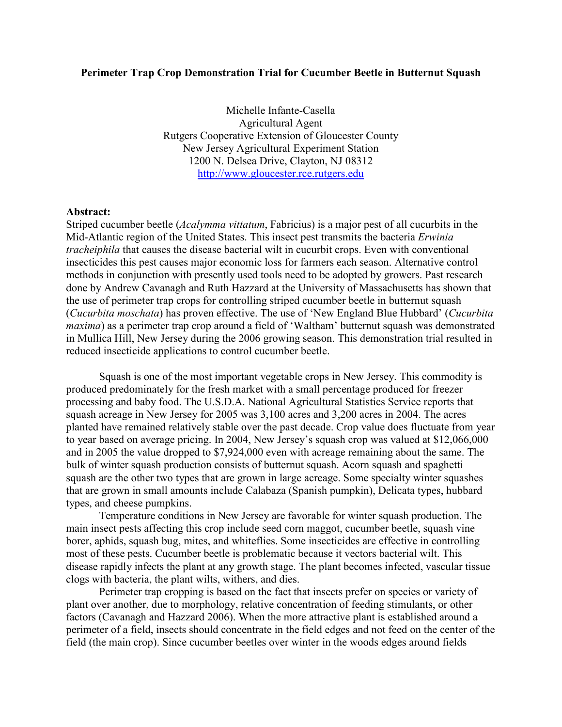# Perimeter Trap Crop Demonstration Trial for Cucumber Beetle in Butternut Squash

Michelle Infante-Casella
Agricultural Agent
Rutgers Cooperative Extension of Gloucester County
New Jersey Agricultural Experiment Station
1200 N. Delsea Drive, Clayton, NJ 08312
http://www.gloucester.rce.rutgers.edu

## Abstract:

Striped cucumber beetle (*Acalymma vittatum*, Fabricius) is a major pest of all cucurbits in the Mid-Atlantic region of the United States. This insect pest transmits the bacteria *Erwinia tracheiphila* that causes the disease bacterial wilt in cucurbit crops. Even with conventional insecticides this pest causes major economic loss for farmers each season. Alternative control methods in conjunction with presently used tools need to be adopted by growers. Past research done by Andrew Cavanagh and Ruth Hazzard at the University of Massachusetts has shown that the use of perimeter trap crops for controlling striped cucumber beetle in butternut squash (*Cucurbita moschata*) has proven effective. The use of 'New England Blue Hubbard' (*Cucurbita maxima*) as a perimeter trap crop around a field of 'Waltham' butternut squash was demonstrated in Mullica Hill, New Jersey during the 2006 growing season. This demonstration trial resulted in reduced insecticide applications to control cucumber beetle.

Squash is one of the most important vegetable crops in New Jersey. This commodity is produced predominately for the fresh market with a small percentage produced for freezer processing and baby food. The U.S.D.A. National Agricultural Statistics Service reports that squash acreage in New Jersey for 2005 was 3,100 acres and 3,200 acres in 2004. The acres planted have remained relatively stable over the past decade. Crop value does fluctuate from year to year based on average pricing. In 2004, New Jersey's squash crop was valued at $12,066,000 and in 2005 the value dropped to $7,924,000 even with acreage remaining about the same. The bulk of winter squash production consists of butternut squash. Acorn squash and spaghetti squash are the other two types that are grown in large acreage. Some specialty winter squashes that are grown in small amounts include Calabaza (Spanish pumpkin), Delicata types, hubbard types, and cheese pumpkins.

Temperature conditions in New Jersey are favorable for winter squash production. The main insect pests affecting this crop include seed corn maggot, cucumber beetle, squash vine borer, aphids, squash bug, mites, and whiteflies. Some insecticides are effective in controlling most of these pests. Cucumber beetle is problematic because it vectors bacterial wilt. This disease rapidly infects the plant at any growth stage. The plant becomes infected, vascular tissue clogs with bacteria, the plant wilts, withers, and dies.

Perimeter trap cropping is based on the fact that insects prefer on species or variety of plant over another, due to morphology, relative concentration of feeding stimulants, or other factors (Cavanagh and Hazzard 2006). When the more attractive plant is established around a perimeter of a field, insects should concentrate in the field edges and not feed on the center of the field (the main crop). Since cucumber beetles over winter in the woods edges around fields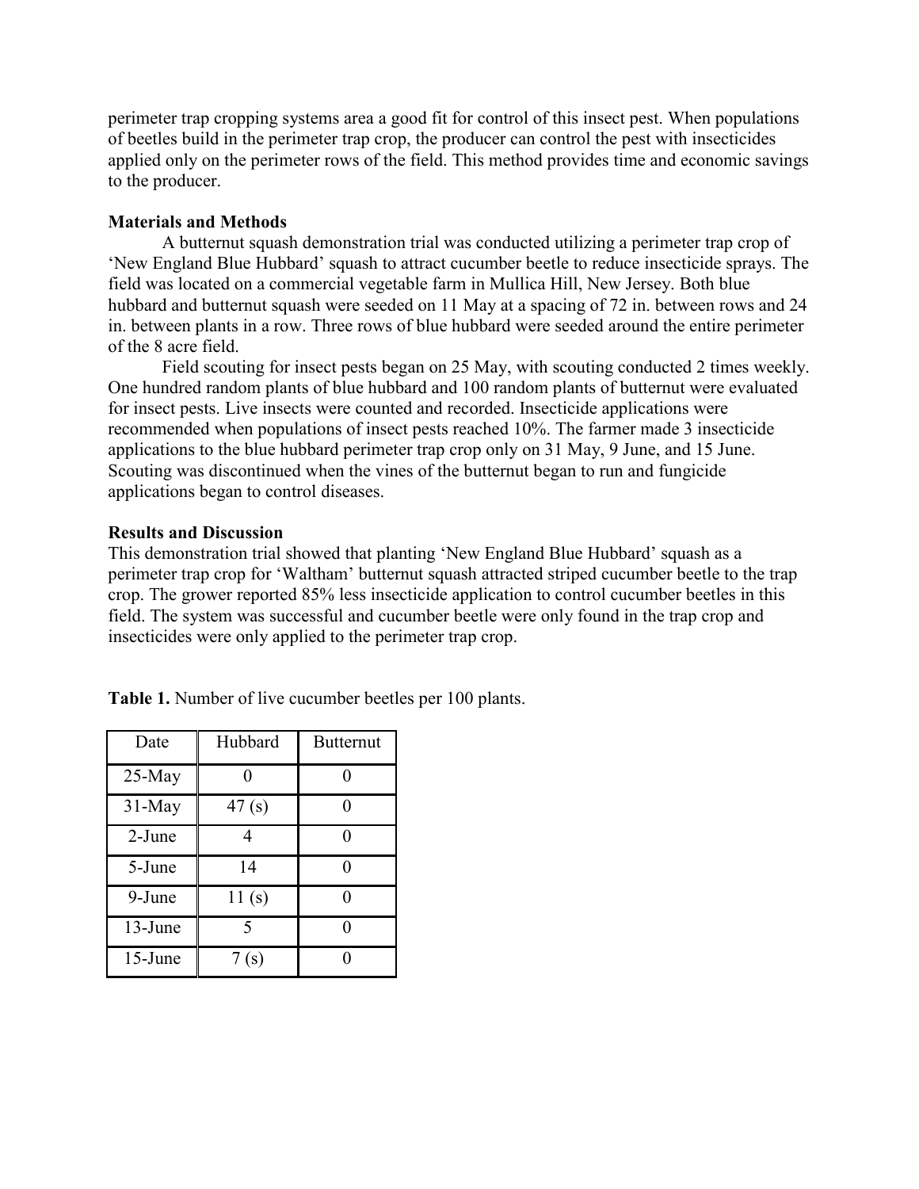perimeter trap cropping systems area a good fit for control of this insect pest. When populations of beetles build in the perimeter trap crop, the producer can control the pest with insecticides applied only on the perimeter rows of the field. This method provides time and economic savings to the producer.

**Materials and Methods**

A butternut squash demonstration trial was conducted utilizing a perimeter trap crop of 'New England Blue Hubbard' squash to attract cucumber beetle to reduce insecticide sprays. The field was located on a commercial vegetable farm in Mullica Hill, New Jersey. Both blue hubbard and butternut squash were seeded on 11 May at a spacing of 72 in. between rows and 24 in. between plants in a row. Three rows of blue hubbard were seeded around the entire perimeter of the 8 acre field.

Field scouting for insect pests began on 25 May, with scouting conducted 2 times weekly. One hundred random plants of blue hubbard and 100 random plants of butternut were evaluated for insect pests. Live insects were counted and recorded. Insecticide applications were recommended when populations of insect pests reached 10%. The farmer made 3 insecticide applications to the blue hubbard perimeter trap crop only on 31 May, 9 June, and 15 June. Scouting was discontinued when the vines of the butternut began to run and fungicide applications began to control diseases.

**Results and Discussion**

This demonstration trial showed that planting 'New England Blue Hubbard' squash as a perimeter trap crop for 'Waltham' butternut squash attracted striped cucumber beetle to the trap crop. The grower reported 85% less insecticide application to control cucumber beetles in this field. The system was successful and cucumber beetle were only found in the trap crop and insecticides were only applied to the perimeter trap crop.

**Table 1.** Number of live cucumber beetles per 100 plants.

| Date | Hubbard | Butternut |
|---|---|---|
| 25-May | 0 | 0 |
| 31-May | 47 (s) | 0 |
| 2-June | 4 | 0 |
| 5-June | 14 | 0 |
| 9-June | 11 (s) | 0 |
| 13-June | 5 | 0 |
| 15-June | 7 (s) | 0 |